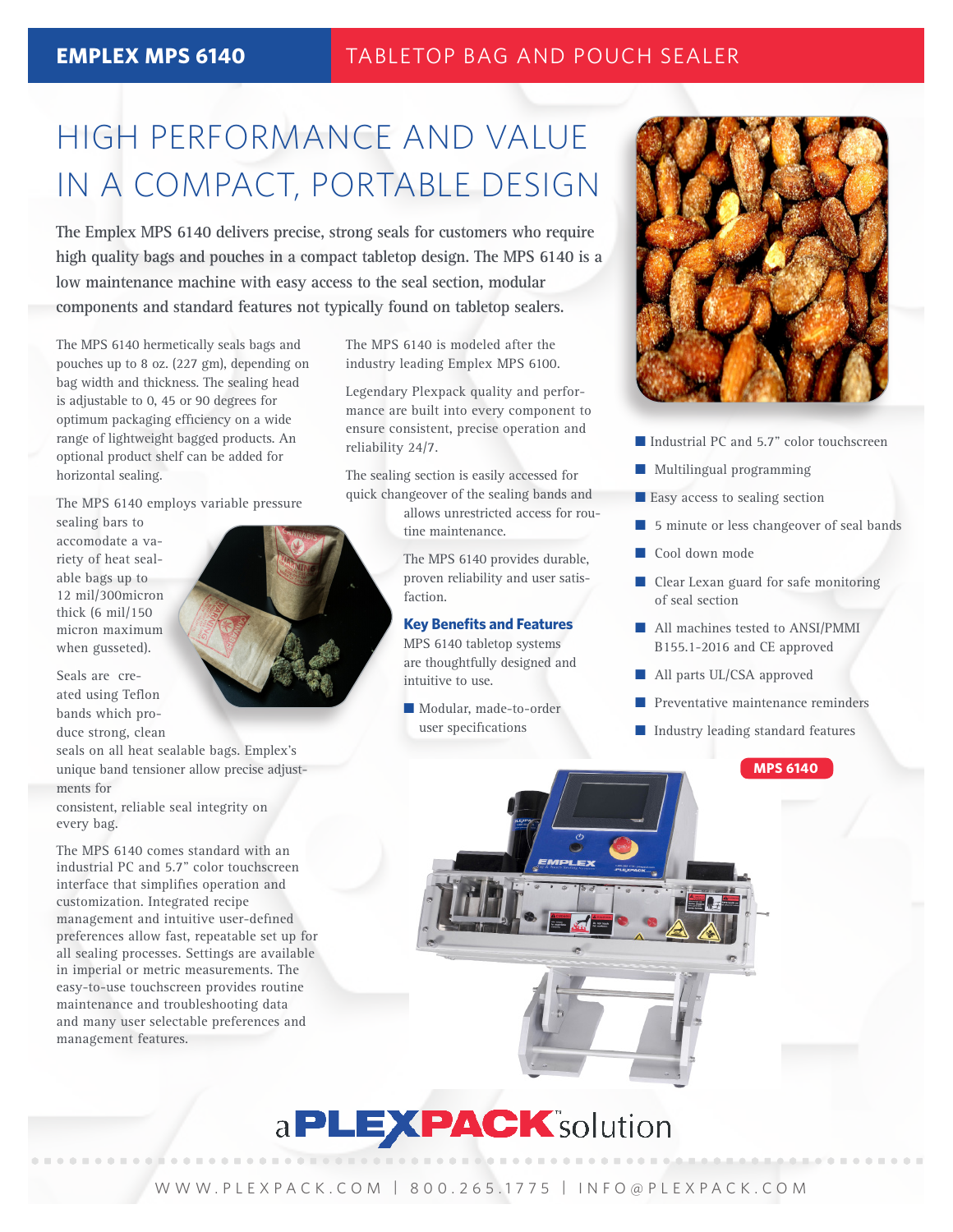**EMPLEX MPS 6140** TABLETOP BAG AND POUCH SEALER

# HIGH PERFORMANCE AND VALUE IN A COMPACT, PORTABLE DESIGN

**The Emplex MPS 6140 delivers precise, strong seals for customers who require high quality bags and pouches in a compact tabletop design. The MPS 6140 is a low maintenance machine with easy access to the seal section, modular components and standard features not typically found on tabletop sealers.**

The MPS 6140 hermetically seals bags and pouches up to 8 oz. (227 gm), depending on bag width and thickness. The sealing head is adjustable to 0, 45 or 90 degrees for optimum packaging efficiency on a wide range of lightweight bagged products. An optional product shelf can be added for horizontal sealing.

The MPS 6140 employs variable pressure sealing bars to accomodate a variety of heat sealable bags up to 12 mil/300micron thick (6 mil/150 micron maximum when gusseted).

Seals are created using Teflon bands which produce strong, clean seals on all heat sealable bags. Emplex's unique band tensioner allow precise adjustments for consistent, reliable seal integrity on every bag.

The MPS 6140 comes standard with an industrial PC and 5.7" color touchscreen interface that simplifies operation and customization. Integrated recipe management and intuitive user-defined preferences allow fast, repeatable set up for all sealing processes. Settings are available in imperial or metric measurements. The easy-to-use touchscreen provides routine maintenance and troubleshooting data and many user selectable preferences and management features.

The MPS 6140 is modeled after the industry leading Emplex MPS 6100.

Legendary Plexpack quality and performance are built into every component to ensure consistent, precise operation and reliability 24/7.

The sealing section is easily accessed for quick changeover of the sealing bands and allows unrestricted access for routine maintenance.

The MPS 6140 provides durable, proven reliability and user satisfaction.

## Key Benefits and Features

MPS 6140 tabletop systems are thoughtfully designed and intuitive to use.

- Modular, made-to-order user specifications
- Industrial PC and 5.7" color touchscreen
- Multilingual programming
- Easy access to sealing section
- 5 minute or less changeover of seal bands
- Cool down mode
- Clear Lexan guard for safe monitoring of seal section
- All machines tested to ANSI/PMMI B155.1-2016 and CE approved
- All parts UL/CSA approved
- Preventative maintenance reminders
- Industry leading standard features

MPS 6140

a PLEXPACK™ solution

WWW.PLEXPACK.COM | 800.265.1775 | INFO@PLEXPACK.COM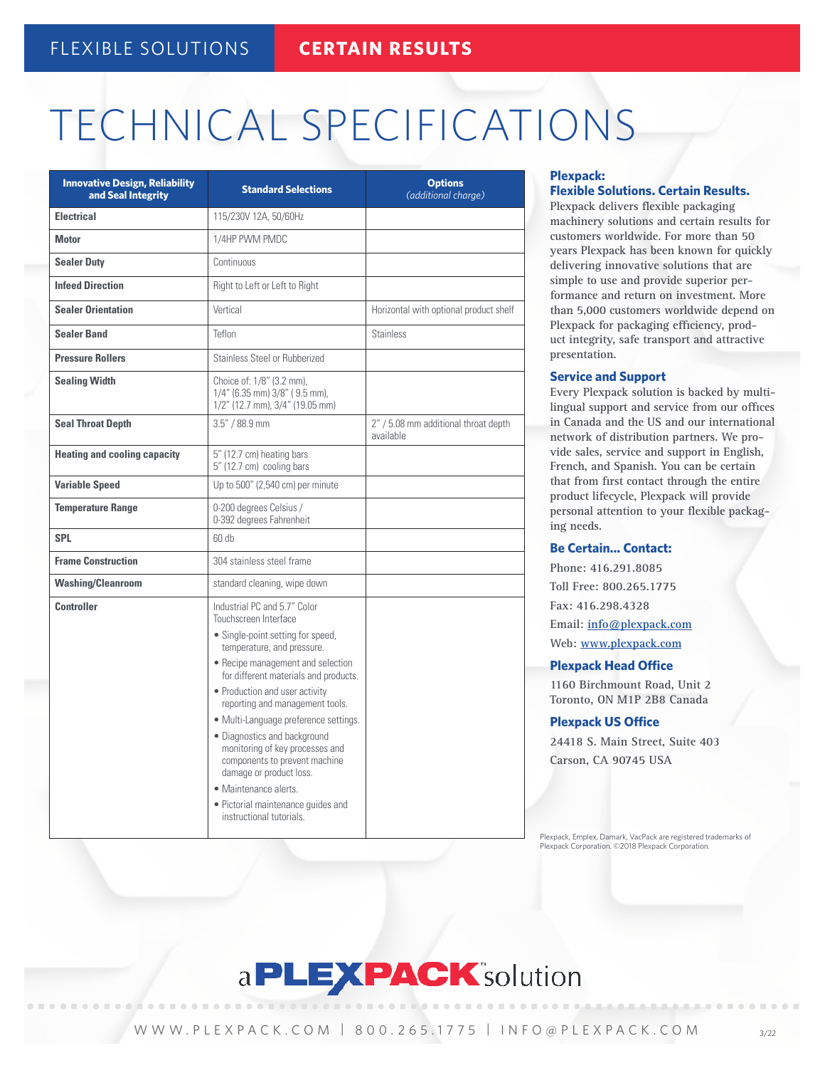FLEXIBLE SOLUTIONS **CERTAIN RESULTS**

# TECHNICAL SPECIFICATIONS

| Innovative Design, Reliability and Seal Integrity | Standard Selections | Options *(additional charge)* |
|---|---|---|
| **Electrical** | 115/230V 12A, 50/60Hz | |
| **Motor** | 1/4HP PWM PMDC | |
| **Sealer Duty** | Continuous | |
| **Infeed Direction** | Right to Left or Left to Right | |
| **Sealer Orientation** | Vertical | Horizontal with optional product shelf |
| **Sealer Band** | Teflon | Stainless |
| **Pressure Rollers** | Stainless Steel or Rubberized | |
| **Sealing Width** | Choice of: 1/8" (3.2 mm), 1/4" (6.35 mm) 3/8" ( 9.5 mm), 1/2" (12.7 mm), 3/4" (19.05 mm) | |
| **Seal Throat Depth** | 3.5" / 88.9 mm | 2" / 5.08 mm additional throat depth available |
| **Heating and cooling capacity** | 5" (12.7 cm) heating bars<br>5" (12.7 cm) cooling bars | |
| **Variable Speed** | Up to 500" (2,540 cm) per minute | |
| **Temperature Range** | 0-200 degrees Celsius / 0-392 degrees Fahrenheit | |
| **SPL** | 60 db | |
| **Frame Construction** | 304 stainless steel frame | |
| **Washing/Cleanroom** | standard cleaning, wipe down | |
| **Controller** | Industrial PC and 5.7" Color Touchscreen Interface<br>• Single-point setting for speed, temperature, and pressure.<br>• Recipe management and selection for different materials and products.<br>• Production and user activity reporting and management tools.<br>• Multi-Language preference settings.<br>• Diagnostics and background monitoring of key processes and components to prevent machine damage or product loss.<br>• Maintenance alerts.<br>• Pictorial maintenance guides and instructional tutorials. | |

### Plexpack: Flexible Solutions. Certain Results.

Plexpack delivers flexible packaging machinery solutions and certain results for customers worldwide. For more than 50 years Plexpack has been known for quickly delivering innovative solutions that are simple to use and provide superior performance and return on investment. More than 5,000 customers worldwide depend on Plexpack for packaging efficiency, product integrity, safe transport and attractive presentation.

### Service and Support

Every Plexpack solution is backed by multilingual support and service from our offices in Canada and the US and our international network of distribution partners. We provide sales, service and support in English, French, and Spanish. You can be certain that from first contact through the entire product lifecycle, Plexpack will provide personal attention to your flexible packaging needs.

### Be Certain... Contact:

Phone: 416.291.8085

Toll Free: 800.265.1775

Fax: 416.298.4328

Email: info@plexpack.com

Web: www.plexpack.com

### Plexpack Head Office

1160 Birchmount Road, Unit 2
Toronto, ON M1P 2B8 Canada

### Plexpack US Office

24418 S. Main Street, Suite 403
Carson, CA 90745 USA

Plexpack, Emplex, Damark, VacPack are registered trademarks of Plexpack Corporation. ©2018 Plexpack Corporation.

a PLEXPACK solution

WWW.PLEXPACK.COM | 800.265.1775 | INFO@PLEXPACK.COM

3/22